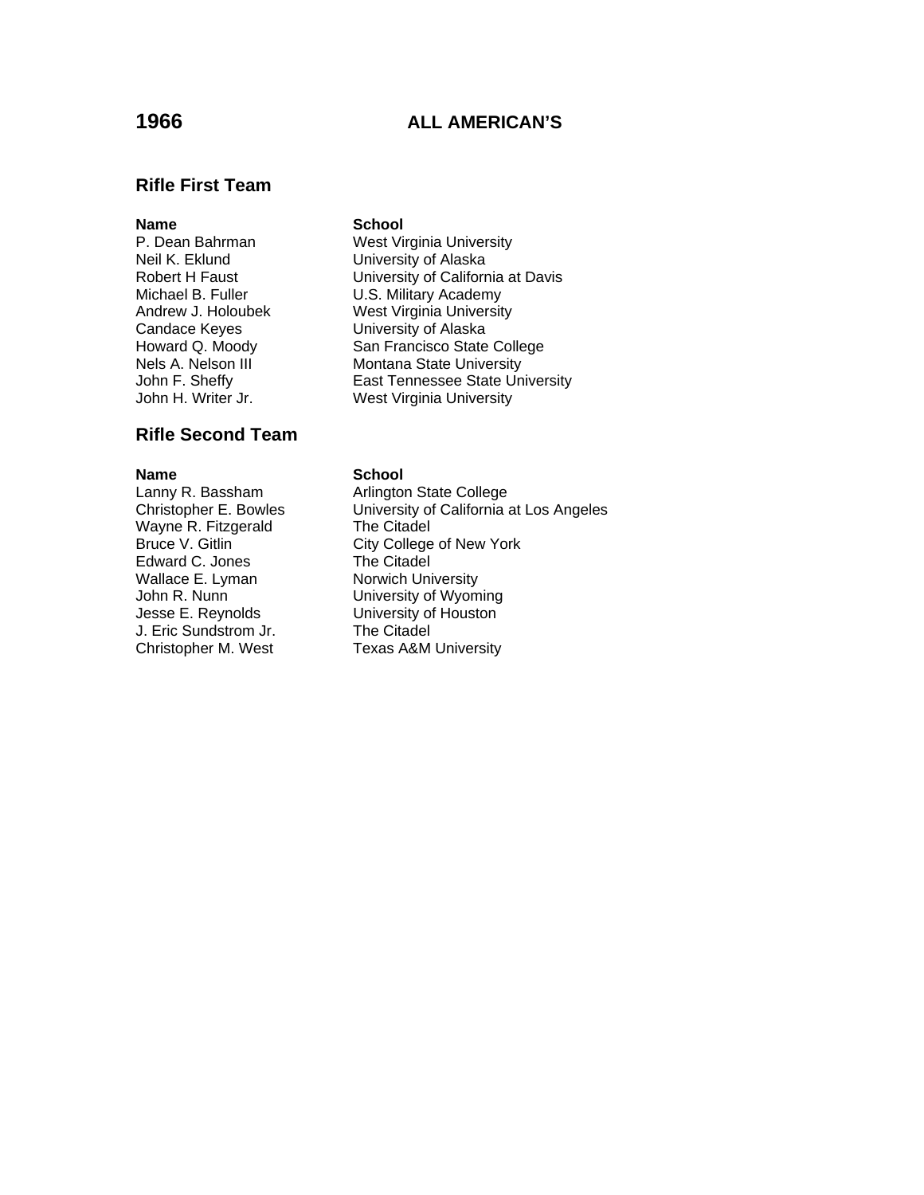# 1966 ALL AMERICAN'S

## Rifle First Team

| Name | School |
|---|---|
| P. Dean Bahrman | West Virginia University |
| Neil K. Eklund | University of Alaska |
| Robert H Faust | University of California at Davis |
| Michael B. Fuller | U.S. Military Academy |
| Andrew J. Holoubek | West Virginia University |
| Candace Keyes | University of Alaska |
| Howard Q. Moody | San Francisco State College |
| Nels A. Nelson III | Montana State University |
| John F. Sheffy | East Tennessee State University |
| John H. Writer Jr. | West Virginia University |

## Rifle Second Team

| Name | School |
|---|---|
| Lanny R. Bassham | Arlington State College |
| Christopher E. Bowles | University of California at Los Angeles |
| Wayne R. Fitzgerald | The Citadel |
| Bruce V. Gitlin | City College of New York |
| Edward C. Jones | The Citadel |
| Wallace E. Lyman | Norwich University |
| John R. Nunn | University of Wyoming |
| Jesse E. Reynolds | University of Houston |
| J. Eric Sundstrom Jr. | The Citadel |
| Christopher M. West | Texas A&M University |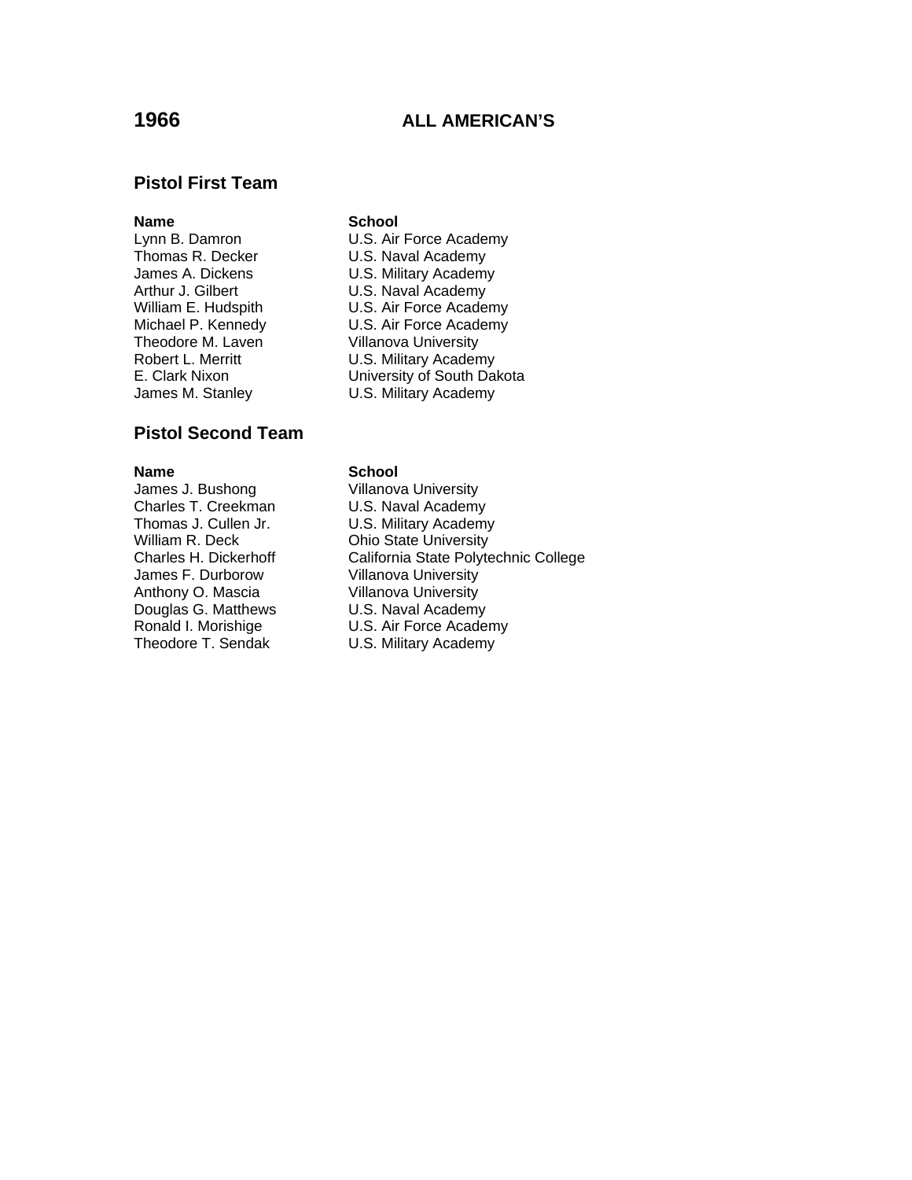# 1966 ALL AMERICAN'S

## Pistol First Team

| Name | School |
|---|---|
| Lynn B. Damron | U.S. Air Force Academy |
| Thomas R. Decker | U.S. Naval Academy |
| James A. Dickens | U.S. Military Academy |
| Arthur J. Gilbert | U.S. Naval Academy |
| William E. Hudspith | U.S. Air Force Academy |
| Michael P. Kennedy | U.S. Air Force Academy |
| Theodore M. Laven | Villanova University |
| Robert L. Merritt | U.S. Military Academy |
| E. Clark Nixon | University of South Dakota |
| James M. Stanley | U.S. Military Academy |

## Pistol Second Team

| Name | School |
|---|---|
| James J. Bushong | Villanova University |
| Charles T. Creekman | U.S. Naval Academy |
| Thomas J. Cullen Jr. | U.S. Military Academy |
| William R. Deck | Ohio State University |
| Charles H. Dickerhoff | California State Polytechnic College |
| James F. Durborow | Villanova University |
| Anthony O. Mascia | Villanova University |
| Douglas G. Matthews | U.S. Naval Academy |
| Ronald I. Morishige | U.S. Air Force Academy |
| Theodore T. Sendak | U.S. Military Academy |